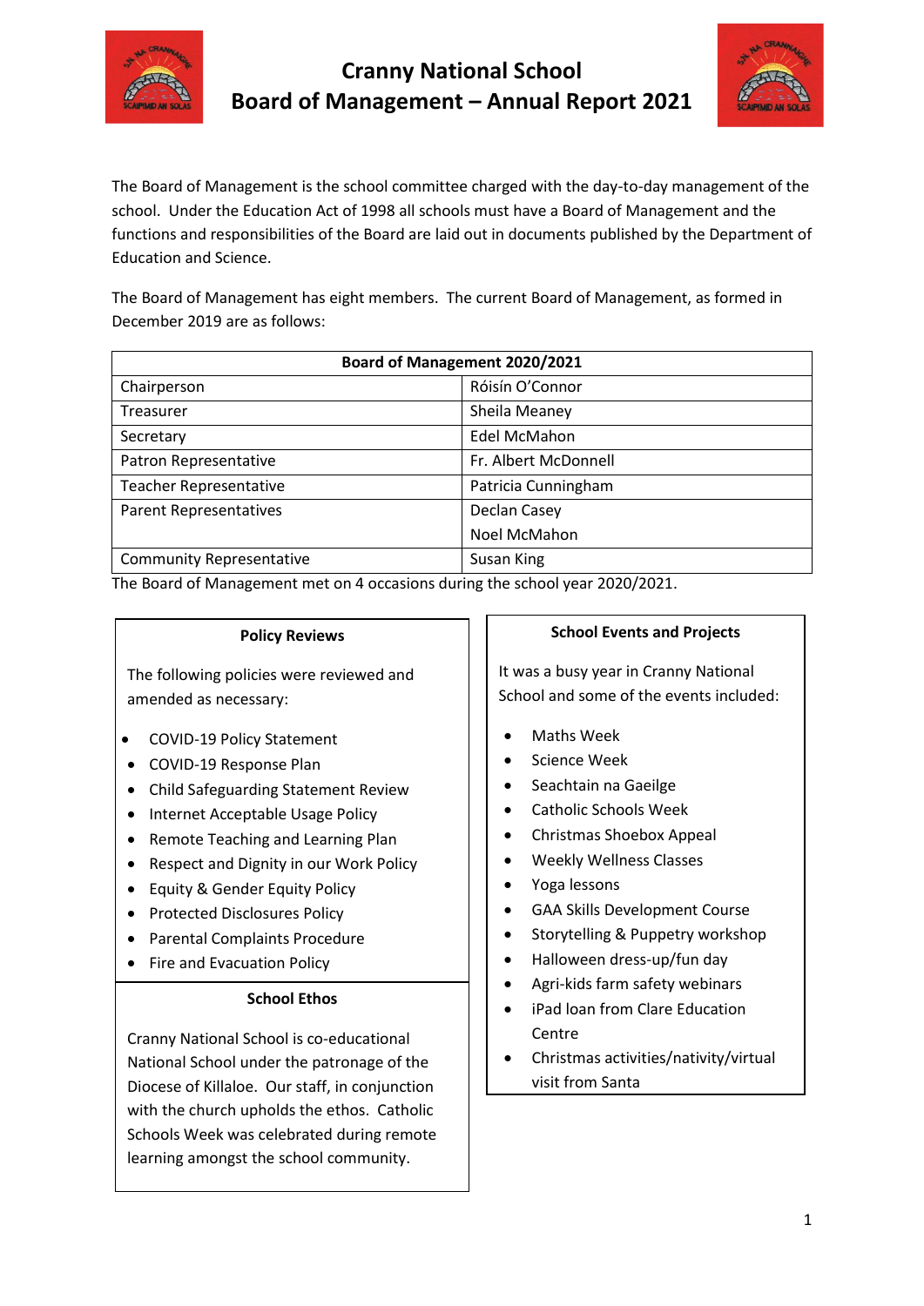# Cranny National School
# Board of Management – Annual Report 2021

The Board of Management is the school committee charged with the day-to-day management of the school. Under the Education Act of 1998 all schools must have a Board of Management and the functions and responsibilities of the Board are laid out in documents published by the Department of Education and Science.

The Board of Management has eight members. The current Board of Management, as formed in December 2019 are as follows:

| Board of Management 2020/2021 | |
|---|---|
| Chairperson | Róisín O'Connor |
| Treasurer | Sheila Meaney |
| Secretary | Edel McMahon |
| Patron Representative | Fr. Albert McDonnell |
| Teacher Representative | Patricia Cunningham |
| Parent Representatives | Declan Casey<br>Noel McMahon |
| Community Representative | Susan King |

The Board of Management met on 4 occasions during the school year 2020/2021.

### Policy Reviews

The following policies were reviewed and amended as necessary:

- COVID-19 Policy Statement
- COVID-19 Response Plan
- Child Safeguarding Statement Review
- Internet Acceptable Usage Policy
- Remote Teaching and Learning Plan
- Respect and Dignity in our Work Policy
- Equity & Gender Equity Policy
- Protected Disclosures Policy
- Parental Complaints Procedure
- Fire and Evacuation Policy

### School Ethos

Cranny National School is co-educational National School under the patronage of the Diocese of Killaloe. Our staff, in conjunction with the church upholds the ethos. Catholic Schools Week was celebrated during remote learning amongst the school community.

### School Events and Projects

It was a busy year in Cranny National School and some of the events included:

- Maths Week
- Science Week
- Seachtain na Gaeilge
- Catholic Schools Week
- Christmas Shoebox Appeal
- Weekly Wellness Classes
- Yoga lessons
- GAA Skills Development Course
- Storytelling & Puppetry workshop
- Halloween dress-up/fun day
- Agri-kids farm safety webinars
- iPad loan from Clare Education Centre
- Christmas activities/nativity/virtual visit from Santa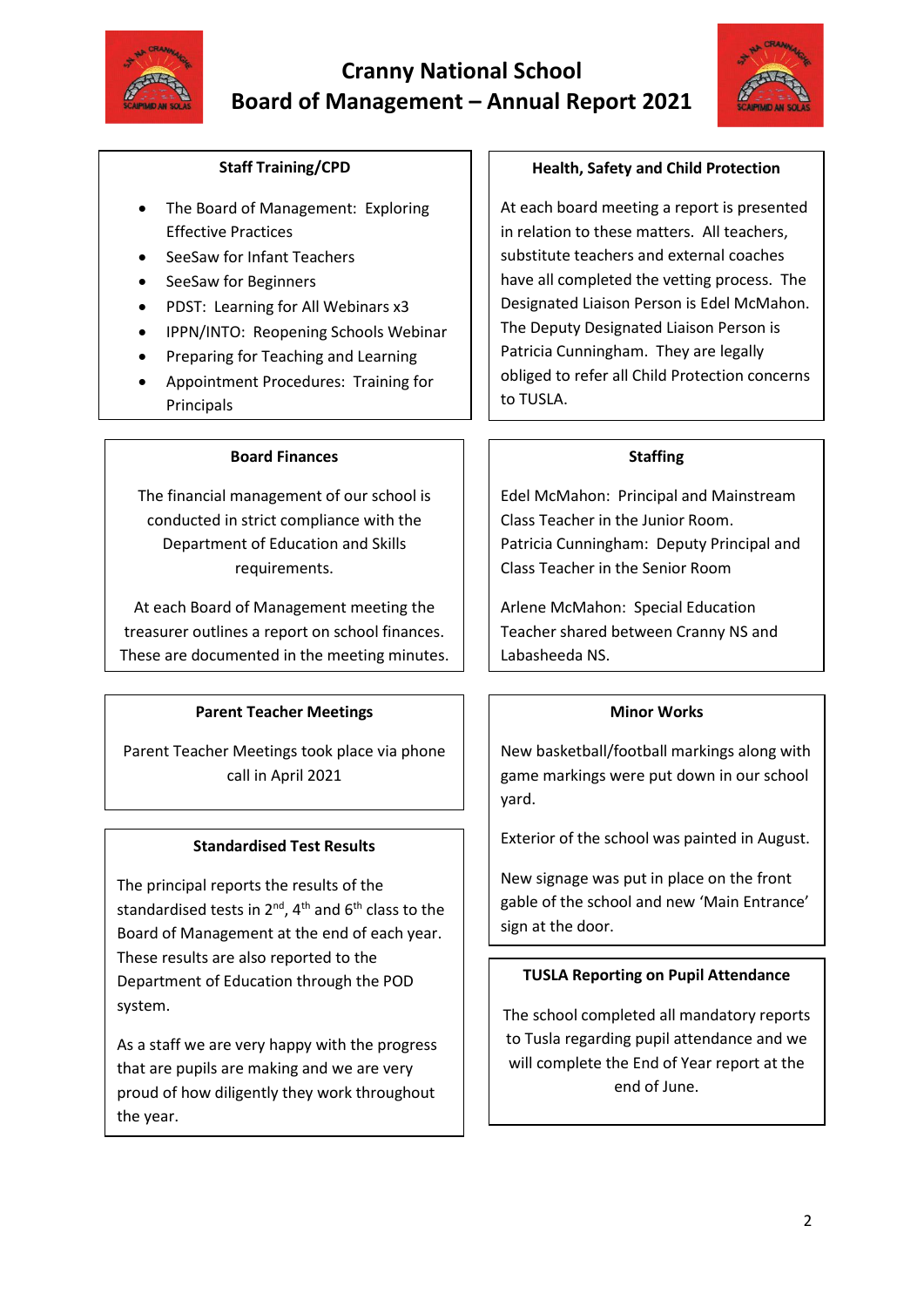# Cranny National School

# Board of Management – Annual Report 2021

### Staff Training/CPD

- The Board of Management: Exploring Effective Practices
- SeeSaw for Infant Teachers
- SeeSaw for Beginners
- PDST: Learning for All Webinars x3
- IPPN/INTO: Reopening Schools Webinar
- Preparing for Teaching and Learning
- Appointment Procedures: Training for Principals

### Health, Safety and Child Protection

At each board meeting a report is presented in relation to these matters. All teachers, substitute teachers and external coaches have all completed the vetting process. The Designated Liaison Person is Edel McMahon. The Deputy Designated Liaison Person is Patricia Cunningham. They are legally obliged to refer all Child Protection concerns to TUSLA.

### Board Finances

The financial management of our school is conducted in strict compliance with the Department of Education and Skills requirements.

At each Board of Management meeting the treasurer outlines a report on school finances. These are documented in the meeting minutes.

### Staffing

Edel McMahon: Principal and Mainstream Class Teacher in the Junior Room.
Patricia Cunningham: Deputy Principal and Class Teacher in the Senior Room

Arlene McMahon: Special Education Teacher shared between Cranny NS and Labasheeda NS.

### Parent Teacher Meetings

Parent Teacher Meetings took place via phone call in April 2021

### Standardised Test Results

The principal reports the results of the standardised tests in 2nd, 4th and 6th class to the Board of Management at the end of each year. These results are also reported to the Department of Education through the POD system.

As a staff we are very happy with the progress that are pupils are making and we are very proud of how diligently they work throughout the year.

### Minor Works

New basketball/football markings along with game markings were put down in our school yard.

Exterior of the school was painted in August.

New signage was put in place on the front gable of the school and new 'Main Entrance' sign at the door.

### TUSLA Reporting on Pupil Attendance

The school completed all mandatory reports to Tusla regarding pupil attendance and we will complete the End of Year report at the end of June.